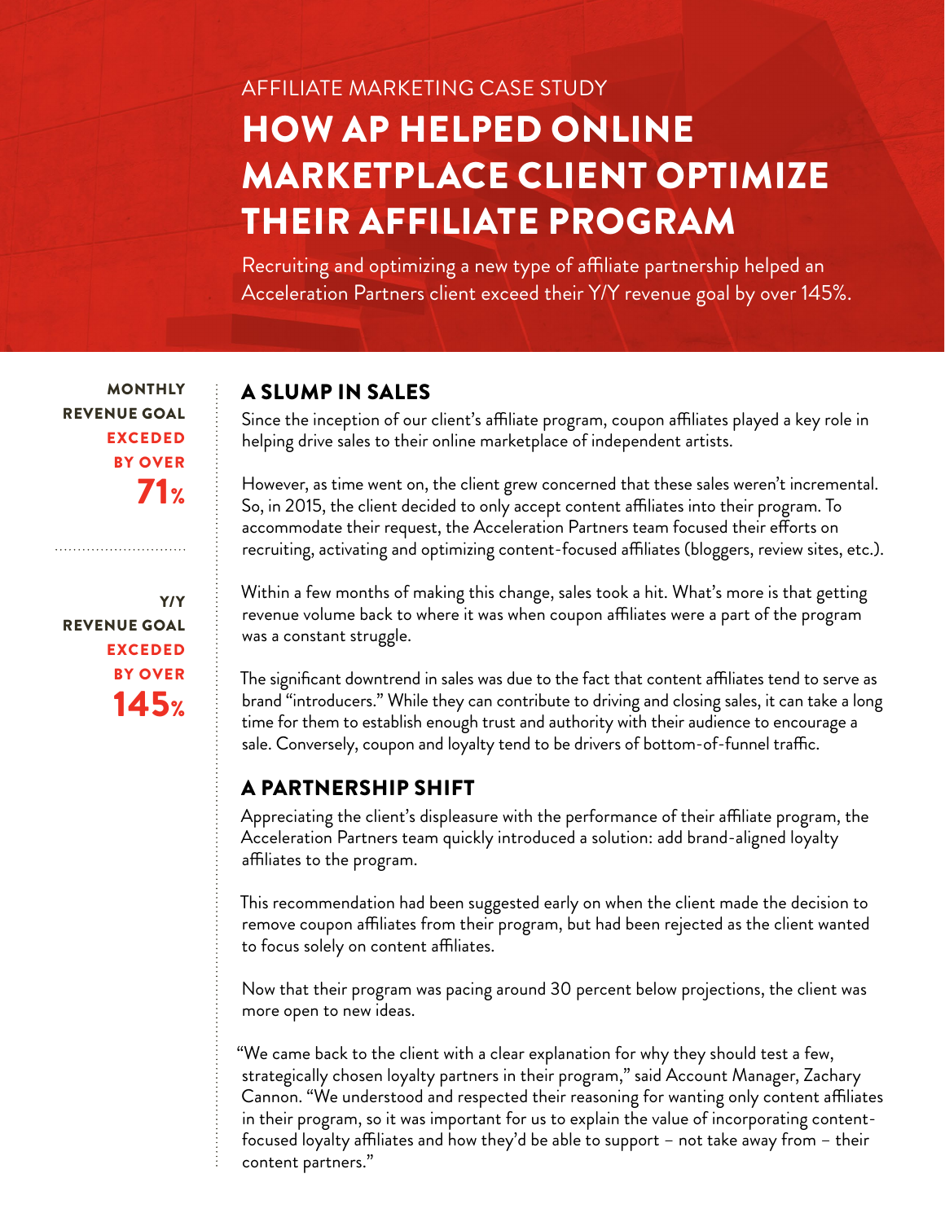AFFILIATE MARKETING CASE STUDY

# HOW AP HELPED ONLINE MARKETPLACE CLIENT OPTIMIZE THEIR AFFILIATE PROGRAM

Recruiting and optimizing a new type of affiliate partnership helped an Acceleration Partners client exceed their Y/Y revenue goal by over 145%.

**MONTHLY REVENUE GOAL EXCEDED BY OVER 71%**

**Y/Y REVENUE GOAL EXCEDED BY OVER 145%**

## A SLUMP IN SALES

Since the inception of our client's affiliate program, coupon affiliates played a key role in helping drive sales to their online marketplace of independent artists.

However, as time went on, the client grew concerned that these sales weren't incremental. So, in 2015, the client decided to only accept content affiliates into their program. To accommodate their request, the Acceleration Partners team focused their efforts on recruiting, activating and optimizing content-focused affiliates (bloggers, review sites, etc.).

Within a few months of making this change, sales took a hit. What's more is that getting revenue volume back to where it was when coupon affiliates were a part of the program was a constant struggle.

The significant downtrend in sales was due to the fact that content affiliates tend to serve as brand "introducers." While they can contribute to driving and closing sales, it can take a long time for them to establish enough trust and authority with their audience to encourage a sale. Conversely, coupon and loyalty tend to be drivers of bottom-of-funnel traffic.

## A PARTNERSHIP SHIFT

Appreciating the client's displeasure with the performance of their affiliate program, the Acceleration Partners team quickly introduced a solution: add brand-aligned loyalty affiliates to the program.

This recommendation had been suggested early on when the client made the decision to remove coupon affiliates from their program, but had been rejected as the client wanted to focus solely on content affiliates.

Now that their program was pacing around 30 percent below projections, the client was more open to new ideas.

"We came back to the client with a clear explanation for why they should test a few, strategically chosen loyalty partners in their program," said Account Manager, Zachary Cannon. "We understood and respected their reasoning for wanting only content affiliates in their program, so it was important for us to explain the value of incorporating content-focused loyalty affiliates and how they'd be able to support – not take away from – their content partners."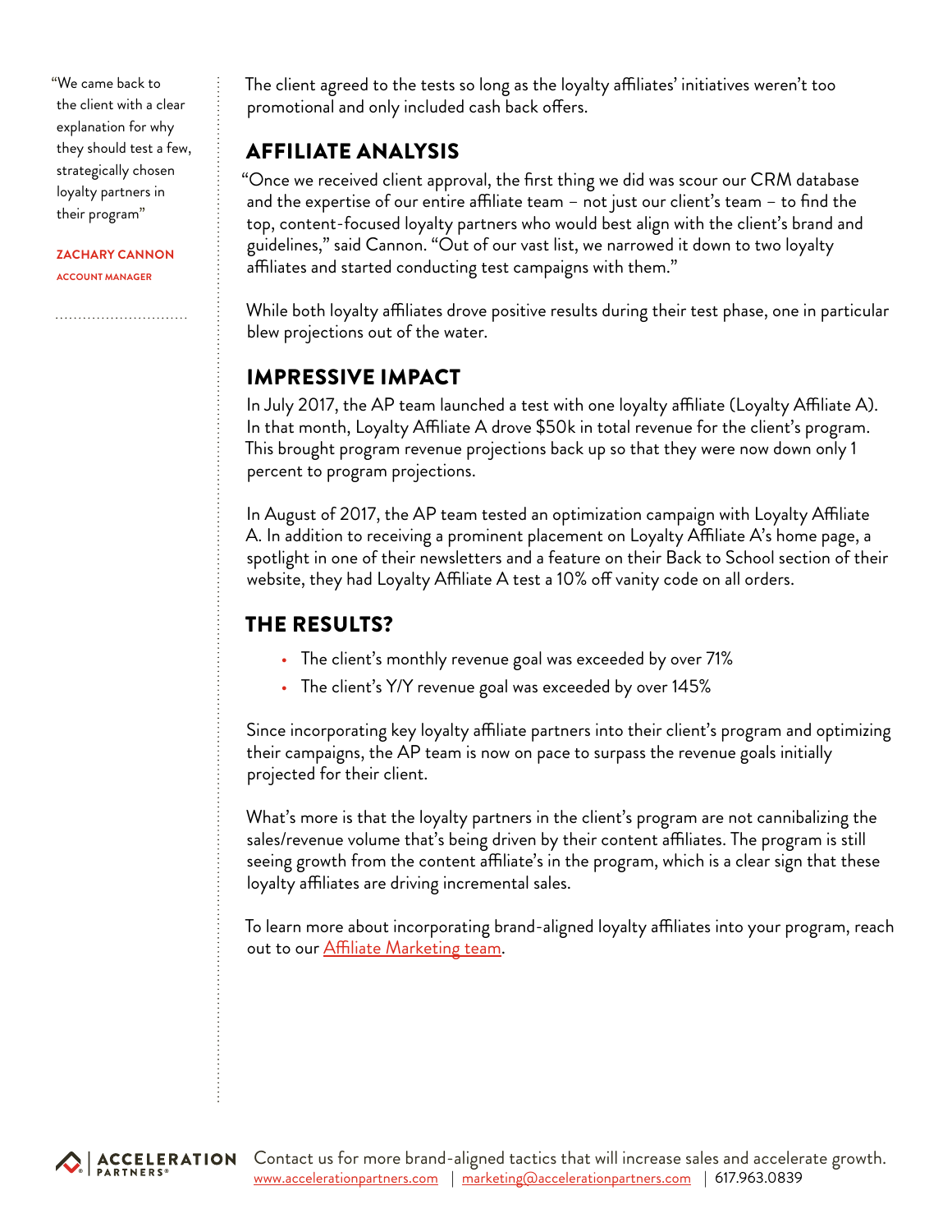"We came back to the client with a clear explanation for why they should test a few, strategically chosen loyalty partners in their program"

**ZACHARY CANNON**
**ACCOUNT MANAGER**

The client agreed to the tests so long as the loyalty affiliates' initiatives weren't too promotional and only included cash back offers.

## AFFILIATE ANALYSIS

"Once we received client approval, the first thing we did was scour our CRM database and the expertise of our entire affiliate team – not just our client's team – to find the top, content-focused loyalty partners who would best align with the client's brand and guidelines," said Cannon. "Out of our vast list, we narrowed it down to two loyalty affiliates and started conducting test campaigns with them."

While both loyalty affiliates drove positive results during their test phase, one in particular blew projections out of the water.

## IMPRESSIVE IMPACT

In July 2017, the AP team launched a test with one loyalty affiliate (Loyalty Affiliate A). In that month, Loyalty Affiliate A drove $50k in total revenue for the client's program. This brought program revenue projections back up so that they were now down only 1 percent to program projections.

In August of 2017, the AP team tested an optimization campaign with Loyalty Affiliate A. In addition to receiving a prominent placement on Loyalty Affiliate A's home page, a spotlight in one of their newsletters and a feature on their Back to School section of their website, they had Loyalty Affiliate A test a 10% off vanity code on all orders.

## THE RESULTS?

- The client's monthly revenue goal was exceeded by over 71%
- The client's Y/Y revenue goal was exceeded by over 145%

Since incorporating key loyalty affiliate partners into their client's program and optimizing their campaigns, the AP team is now on pace to surpass the revenue goals initially projected for their client.

What's more is that the loyalty partners in the client's program are not cannibalizing the sales/revenue volume that's being driven by their content affiliates. The program is still seeing growth from the content affiliate's in the program, which is a clear sign that these loyalty affiliates are driving incremental sales.

To learn more about incorporating brand-aligned loyalty affiliates into your program, reach out to our Affiliate Marketing team.

ACCELERATION PARTNERS

Contact us for more brand-aligned tactics that will increase sales and accelerate growth.
www.accelerationpartners.com | marketing@accelerationpartners.com | 617.963.0839